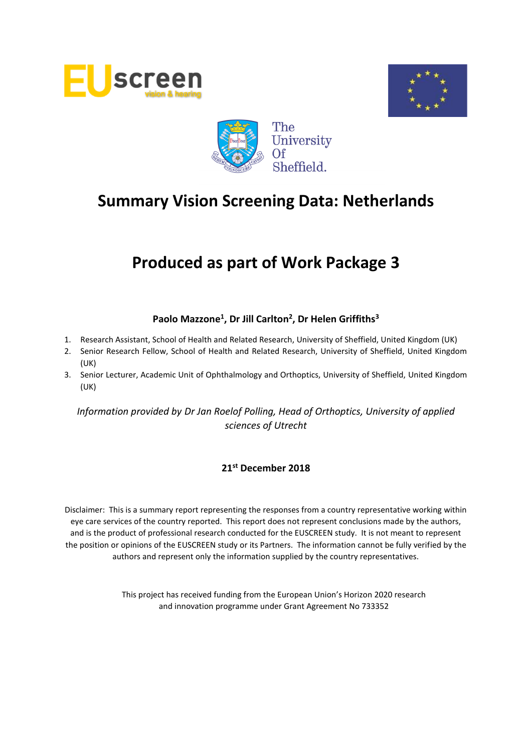# Summary Vision Screening Data: Netherlands

# Produced as part of Work Package 3

**Paolo Mazzone[1], Dr Jill Carlton[2], Dr Helen Griffiths[3]**

1. Research Assistant, School of Health and Related Research, University of Sheffield, United Kingdom (UK)
2. Senior Research Fellow, School of Health and Related Research, University of Sheffield, United Kingdom (UK)
3. Senior Lecturer, Academic Unit of Ophthalmology and Orthoptics, University of Sheffield, United Kingdom (UK)

*Information provided by Dr Jan Roelof Polling, Head of Orthoptics, University of applied sciences of Utrecht*

**21st December 2018**

Disclaimer: This is a summary report representing the responses from a country representative working within eye care services of the country reported. This report does not represent conclusions made by the authors, and is the product of professional research conducted for the EUSCREEN study. It is not meant to represent the position or opinions of the EUSCREEN study or its Partners. The information cannot be fully verified by the authors and represent only the information supplied by the country representatives.

This project has received funding from the European Union's Horizon 2020 research and innovation programme under Grant Agreement No 733352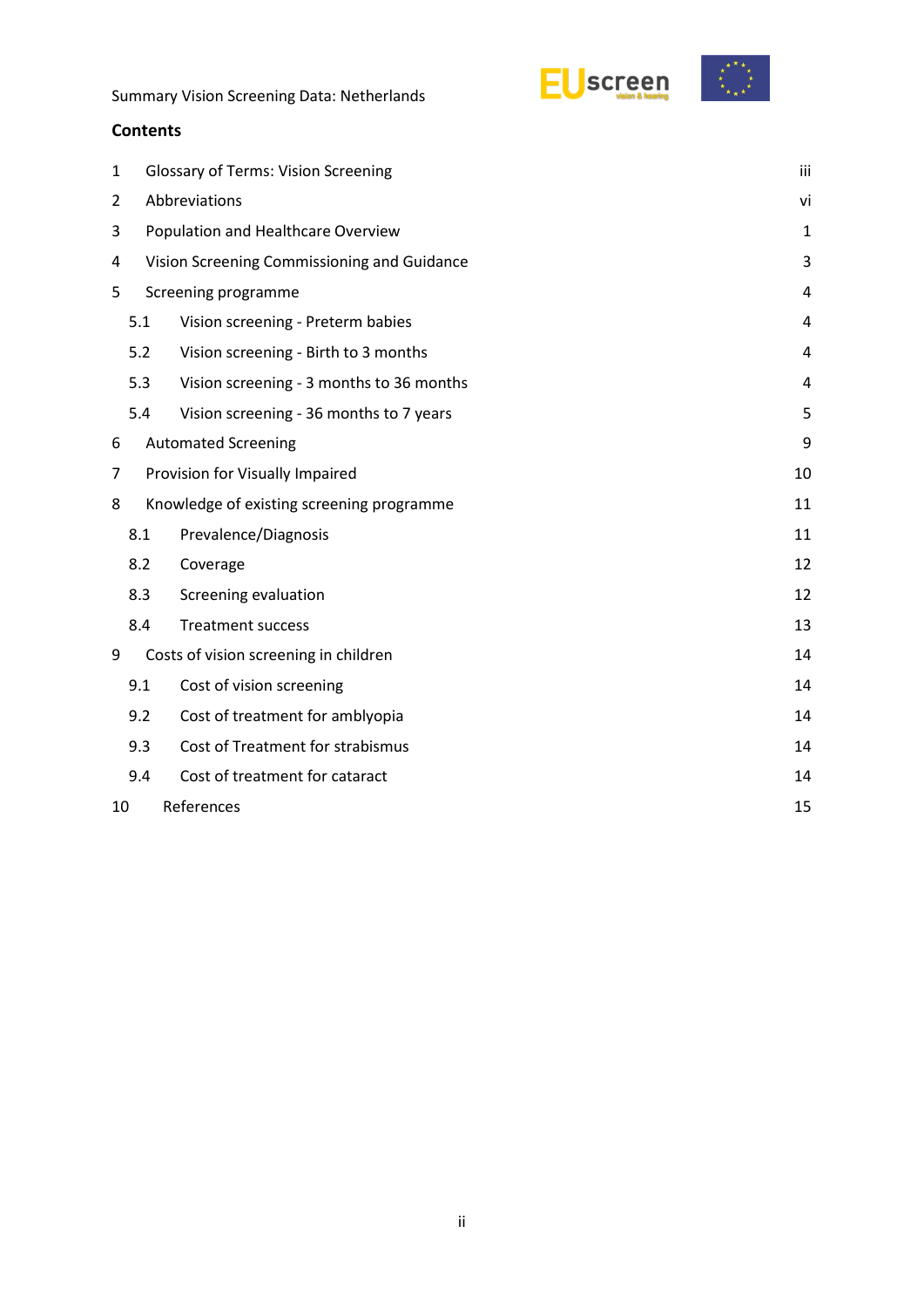## Contents

| | | |
|---|---|---|
| 1 | Glossary of Terms: Vision Screening | iii |
| 2 | Abbreviations | vi |
| 3 | Population and Healthcare Overview | 1 |
| 4 | Vision Screening Commissioning and Guidance | 3 |
| 5 | Screening programme | 4 |
| 5.1 | Vision screening - Preterm babies | 4 |
| 5.2 | Vision screening - Birth to 3 months | 4 |
| 5.3 | Vision screening - 3 months to 36 months | 4 |
| 5.4 | Vision screening - 36 months to 7 years | 5 |
| 6 | Automated Screening | 9 |
| 7 | Provision for Visually Impaired | 10 |
| 8 | Knowledge of existing screening programme | 11 |
| 8.1 | Prevalence/Diagnosis | 11 |
| 8.2 | Coverage | 12 |
| 8.3 | Screening evaluation | 12 |
| 8.4 | Treatment success | 13 |
| 9 | Costs of vision screening in children | 14 |
| 9.1 | Cost of vision screening | 14 |
| 9.2 | Cost of treatment for amblyopia | 14 |
| 9.3 | Cost of Treatment for strabismus | 14 |
| 9.4 | Cost of treatment for cataract | 14 |
| 10 | References | 15 |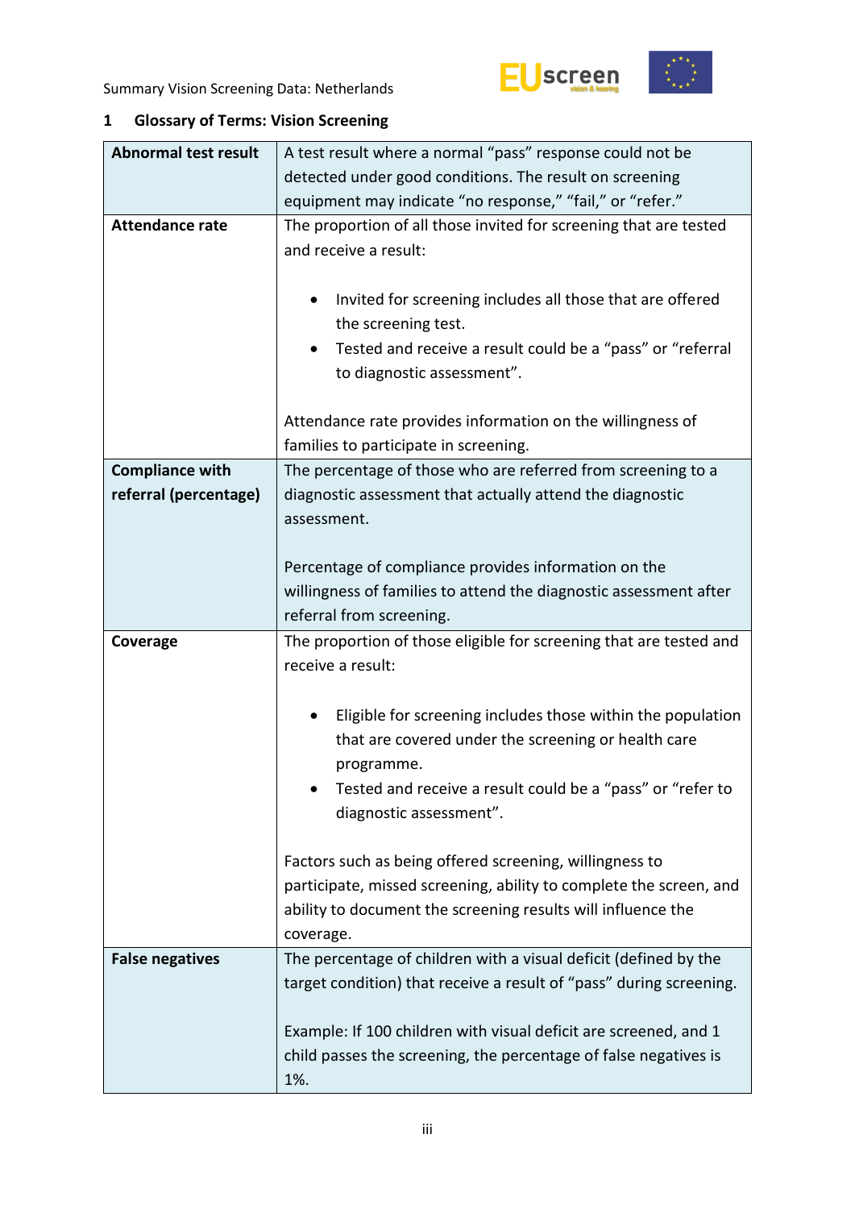## 1 Glossary of Terms: Vision Screening

| | |
|---|---|
| **Abnormal test result** | A test result where a normal "pass" response could not be detected under good conditions. The result on screening equipment may indicate "no response," "fail," or "refer." |
| **Attendance rate** | The proportion of all those invited for screening that are tested and receive a result:<br><br>• Invited for screening includes all those that are offered the screening test.<br>• Tested and receive a result could be a "pass" or "referral to diagnostic assessment".<br><br>Attendance rate provides information on the willingness of families to participate in screening. |
| **Compliance with referral (percentage)** | The percentage of those who are referred from screening to a diagnostic assessment that actually attend the diagnostic assessment.<br><br>Percentage of compliance provides information on the willingness of families to attend the diagnostic assessment after referral from screening. |
| **Coverage** | The proportion of those eligible for screening that are tested and receive a result:<br><br>• Eligible for screening includes those within the population that are covered under the screening or health care programme.<br>• Tested and receive a result could be a "pass" or "refer to diagnostic assessment".<br><br>Factors such as being offered screening, willingness to participate, missed screening, ability to complete the screen, and ability to document the screening results will influence the coverage. |
| **False negatives** | The percentage of children with a visual deficit (defined by the target condition) that receive a result of "pass" during screening.<br><br>Example: If 100 children with visual deficit are screened, and 1 child passes the screening, the percentage of false negatives is 1%. |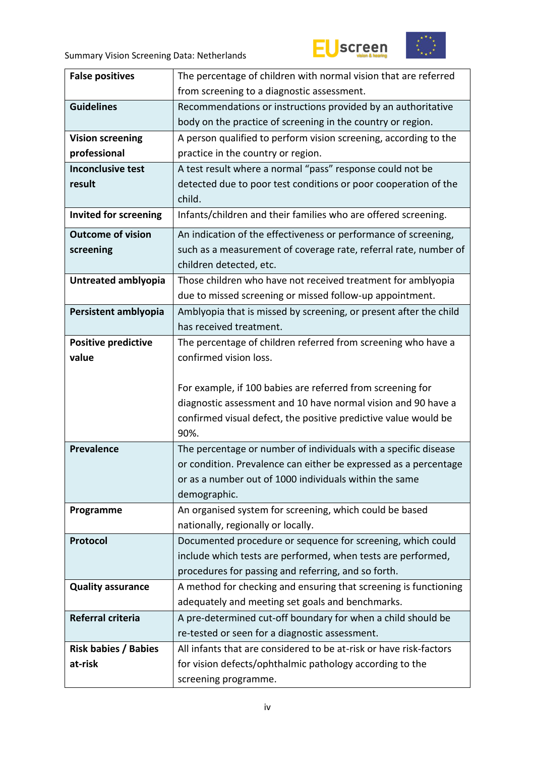| | |
|---|---|
| **False positives** | The percentage of children with normal vision that are referred from screening to a diagnostic assessment. |
| **Guidelines** | Recommendations or instructions provided by an authoritative body on the practice of screening in the country or region. |
| **Vision screening professional** | A person qualified to perform vision screening, according to the practice in the country or region. |
| **Inconclusive test result** | A test result where a normal "pass" response could not be detected due to poor test conditions or poor cooperation of the child. |
| **Invited for screening** | Infants/children and their families who are offered screening. |
| **Outcome of vision screening** | An indication of the effectiveness or performance of screening, such as a measurement of coverage rate, referral rate, number of children detected, etc. |
| **Untreated amblyopia** | Those children who have not received treatment for amblyopia due to missed screening or missed follow-up appointment. |
| **Persistent amblyopia** | Amblyopia that is missed by screening, or present after the child has received treatment. |
| **Positive predictive value** | The percentage of children referred from screening who have a confirmed vision loss.<br><br>For example, if 100 babies are referred from screening for diagnostic assessment and 10 have normal vision and 90 have a confirmed visual defect, the positive predictive value would be 90%. |
| **Prevalence** | The percentage or number of individuals with a specific disease or condition. Prevalence can either be expressed as a percentage or as a number out of 1000 individuals within the same demographic. |
| **Programme** | An organised system for screening, which could be based nationally, regionally or locally. |
| **Protocol** | Documented procedure or sequence for screening, which could include which tests are performed, when tests are performed, procedures for passing and referring, and so forth. |
| **Quality assurance** | A method for checking and ensuring that screening is functioning adequately and meeting set goals and benchmarks. |
| **Referral criteria** | A pre-determined cut-off boundary for when a child should be re-tested or seen for a diagnostic assessment. |
| **Risk babies / Babies at-risk** | All infants that are considered to be at-risk or have risk-factors for vision defects/ophthalmic pathology according to the screening programme. |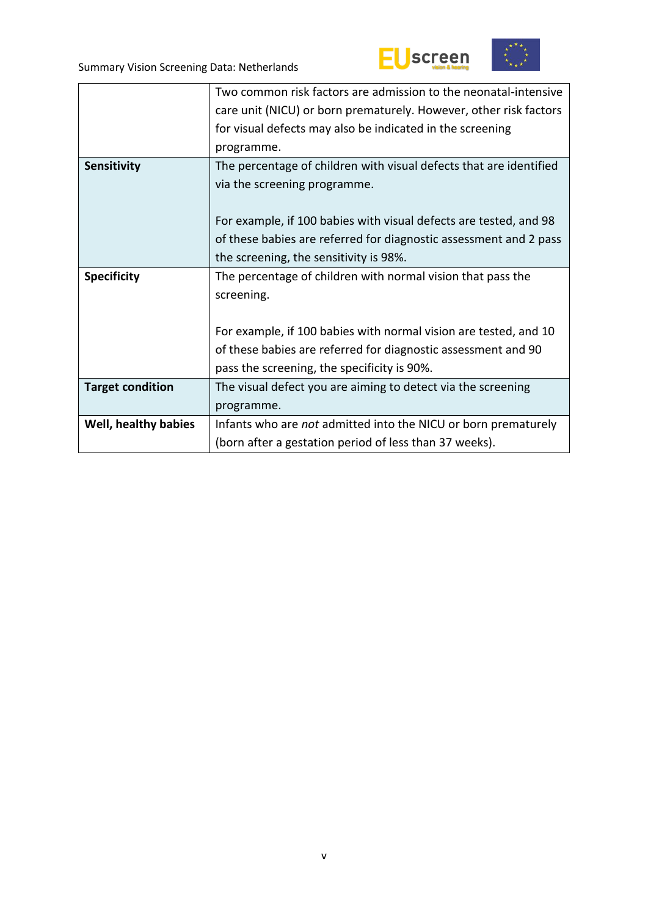| | |
|---|---|
| | Two common risk factors are admission to the neonatal-intensive care unit (NICU) or born prematurely. However, other risk factors for visual defects may also be indicated in the screening programme. |
| **Sensitivity** | The percentage of children with visual defects that are identified via the screening programme.<br><br>For example, if 100 babies with visual defects are tested, and 98 of these babies are referred for diagnostic assessment and 2 pass the screening, the sensitivity is 98%. |
| **Specificity** | The percentage of children with normal vision that pass the screening.<br><br>For example, if 100 babies with normal vision are tested, and 10 of these babies are referred for diagnostic assessment and 90 pass the screening, the specificity is 90%. |
| **Target condition** | The visual defect you are aiming to detect via the screening programme. |
| **Well, healthy babies** | Infants who are *not* admitted into the NICU or born prematurely (born after a gestation period of less than 37 weeks). |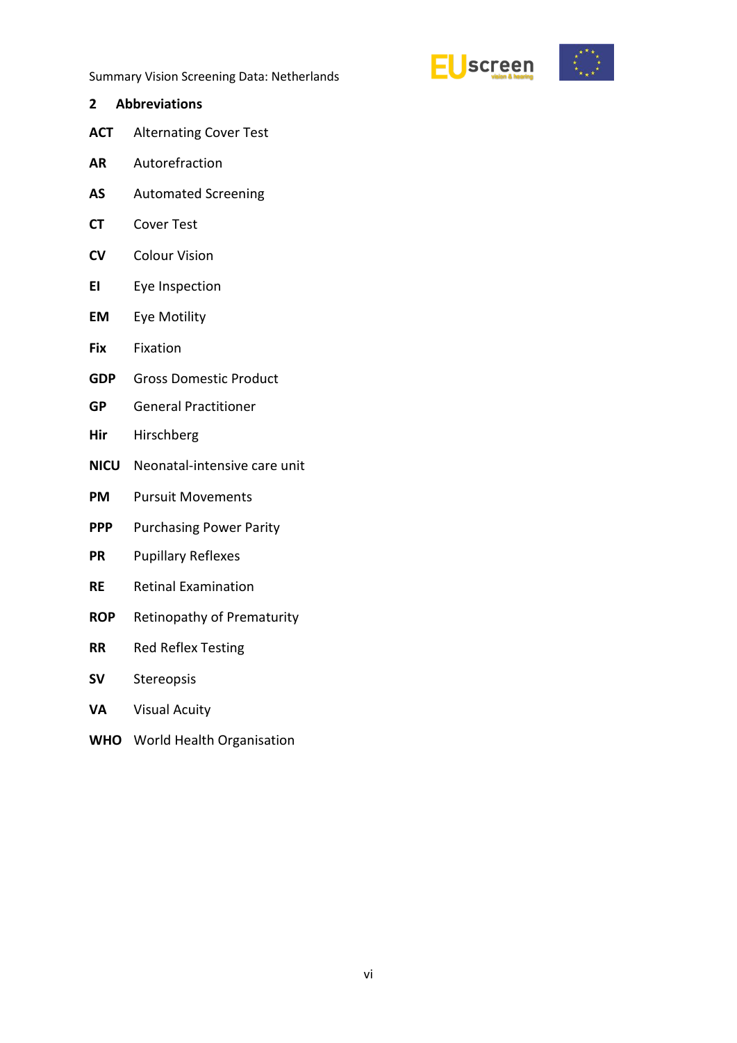## 2 Abbreviations

**ACT** Alternating Cover Test

**AR** Autorefraction

**AS** Automated Screening

**CT** Cover Test

**CV** Colour Vision

**EI** Eye Inspection

**EM** Eye Motility

**Fix** Fixation

**GDP** Gross Domestic Product

**GP** General Practitioner

**Hir** Hirschberg

**NICU** Neonatal-intensive care unit

**PM** Pursuit Movements

**PPP** Purchasing Power Parity

**PR** Pupillary Reflexes

**RE** Retinal Examination

**ROP** Retinopathy of Prematurity

**RR** Red Reflex Testing

**SV** Stereopsis

**VA** Visual Acuity

**WHO** World Health Organisation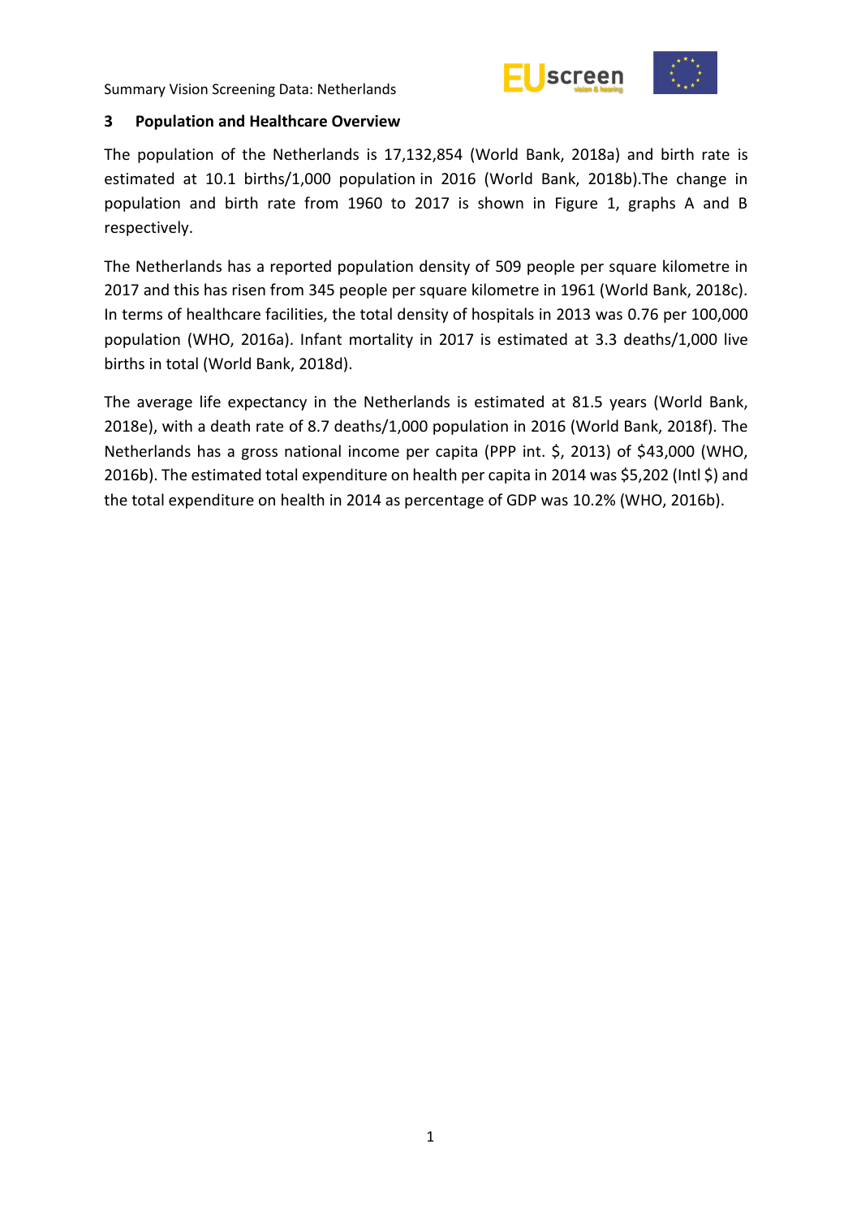## 3 Population and Healthcare Overview

The population of the Netherlands is 17,132,854 (World Bank, 2018a) and birth rate is estimated at 10.1 births/1,000 population in 2016 (World Bank, 2018b).The change in population and birth rate from 1960 to 2017 is shown in Figure 1, graphs A and B respectively.

The Netherlands has a reported population density of 509 people per square kilometre in 2017 and this has risen from 345 people per square kilometre in 1961 (World Bank, 2018c). In terms of healthcare facilities, the total density of hospitals in 2013 was 0.76 per 100,000 population (WHO, 2016a). Infant mortality in 2017 is estimated at 3.3 deaths/1,000 live births in total (World Bank, 2018d).

The average life expectancy in the Netherlands is estimated at 81.5 years (World Bank, 2018e), with a death rate of 8.7 deaths/1,000 population in 2016 (World Bank, 2018f). The Netherlands has a gross national income per capita (PPP int. $, 2013) of $43,000 (WHO, 2016b). The estimated total expenditure on health per capita in 2014 was $5,202 (Intl $) and the total expenditure on health in 2014 as percentage of GDP was 10.2% (WHO, 2016b).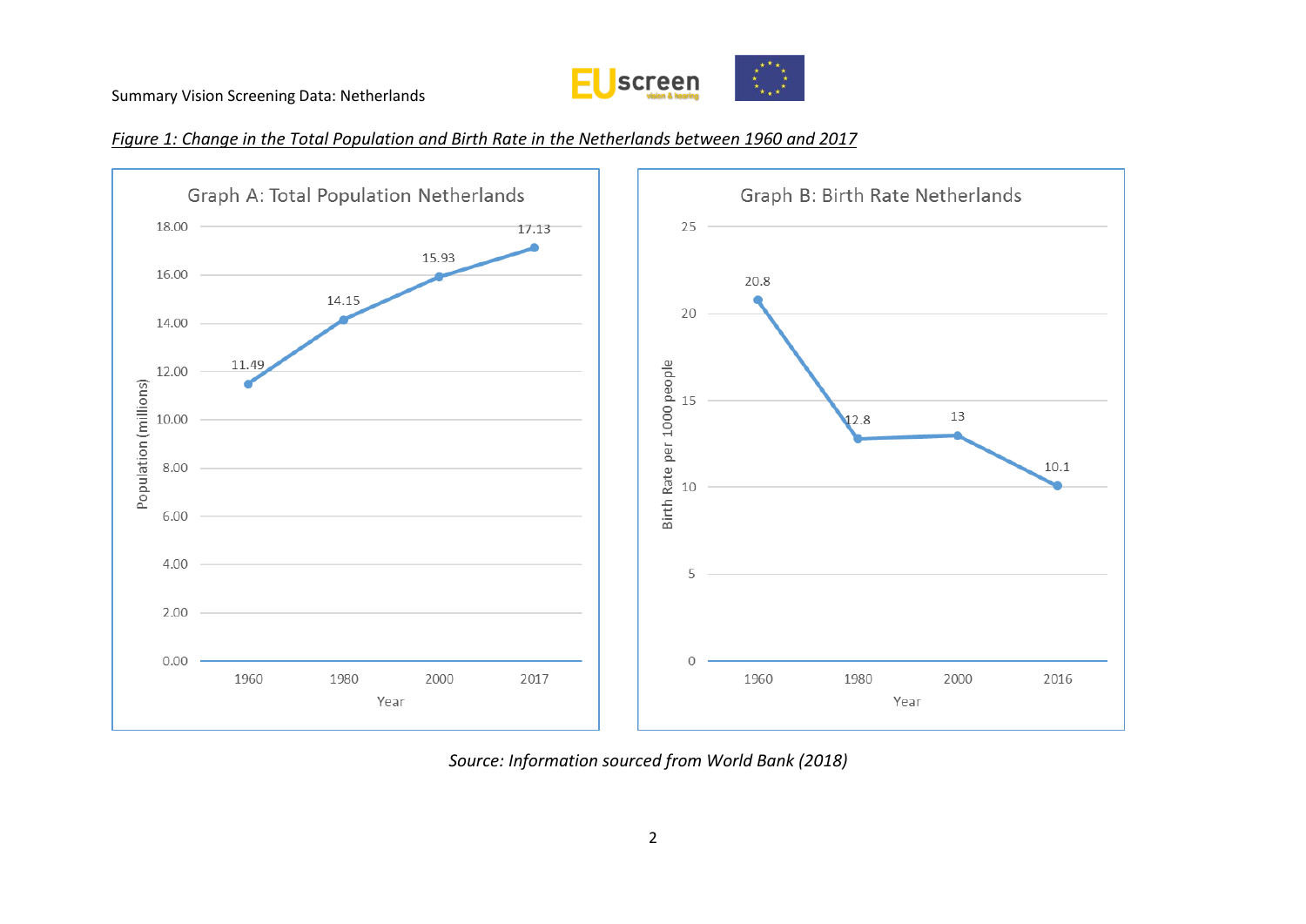*Figure 1: Change in the Total Population and Birth Rate in the Netherlands between 1960 and 2017*

**Graph A: Total Population Netherlands**

| Year | Population (millions) |
| --- | --- |
| 1960 | 11.49 |
| 1980 | 14.15 |
| 2000 | 15.93 |
| 2017 | 17.13 |

**Graph B: Birth Rate Netherlands**

| Year | Birth Rate per 1000 people |
| --- | --- |
| 1960 | 20.8 |
| 1980 | 12.8 |
| 2000 | 13 |
| 2016 | 10.1 |

*Source: Information sourced from World Bank (2018)*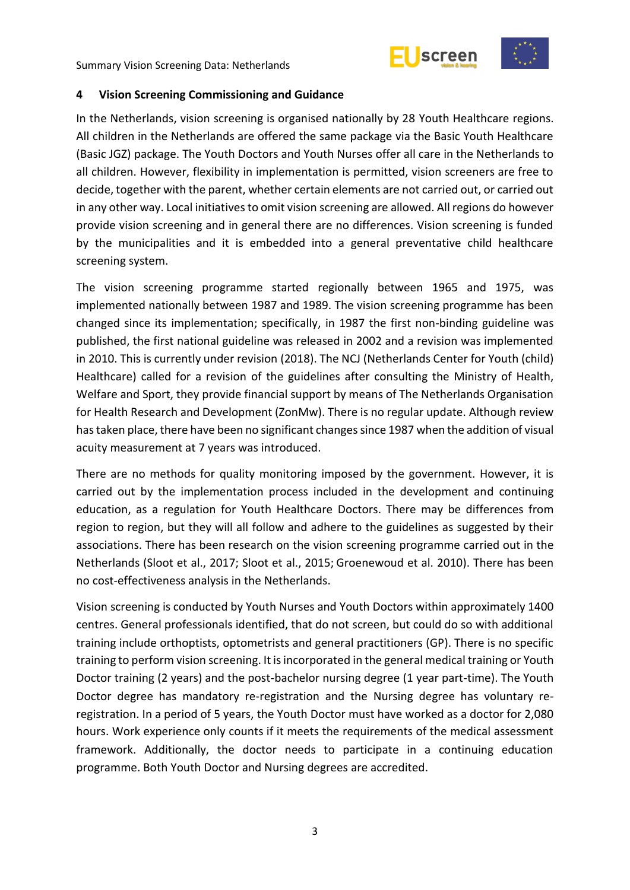## 4 Vision Screening Commissioning and Guidance

In the Netherlands, vision screening is organised nationally by 28 Youth Healthcare regions. All children in the Netherlands are offered the same package via the Basic Youth Healthcare (Basic JGZ) package. The Youth Doctors and Youth Nurses offer all care in the Netherlands to all children. However, flexibility in implementation is permitted, vision screeners are free to decide, together with the parent, whether certain elements are not carried out, or carried out in any other way. Local initiatives to omit vision screening are allowed. All regions do however provide vision screening and in general there are no differences. Vision screening is funded by the municipalities and it is embedded into a general preventative child healthcare screening system.

The vision screening programme started regionally between 1965 and 1975, was implemented nationally between 1987 and 1989. The vision screening programme has been changed since its implementation; specifically, in 1987 the first non-binding guideline was published, the first national guideline was released in 2002 and a revision was implemented in 2010. This is currently under revision (2018). The NCJ (Netherlands Center for Youth (child) Healthcare) called for a revision of the guidelines after consulting the Ministry of Health, Welfare and Sport, they provide financial support by means of The Netherlands Organisation for Health Research and Development (ZonMw). There is no regular update. Although review has taken place, there have been no significant changes since 1987 when the addition of visual acuity measurement at 7 years was introduced.

There are no methods for quality monitoring imposed by the government. However, it is carried out by the implementation process included in the development and continuing education, as a regulation for Youth Healthcare Doctors. There may be differences from region to region, but they will all follow and adhere to the guidelines as suggested by their associations. There has been research on the vision screening programme carried out in the Netherlands (Sloot et al., 2017; Sloot et al., 2015; Groenewoud et al. 2010). There has been no cost-effectiveness analysis in the Netherlands.

Vision screening is conducted by Youth Nurses and Youth Doctors within approximately 1400 centres. General professionals identified, that do not screen, but could do so with additional training include orthoptists, optometrists and general practitioners (GP). There is no specific training to perform vision screening. It is incorporated in the general medical training or Youth Doctor training (2 years) and the post-bachelor nursing degree (1 year part-time). The Youth Doctor degree has mandatory re-registration and the Nursing degree has voluntary re-registration. In a period of 5 years, the Youth Doctor must have worked as a doctor for 2,080 hours. Work experience only counts if it meets the requirements of the medical assessment framework. Additionally, the doctor needs to participate in a continuing education programme. Both Youth Doctor and Nursing degrees are accredited.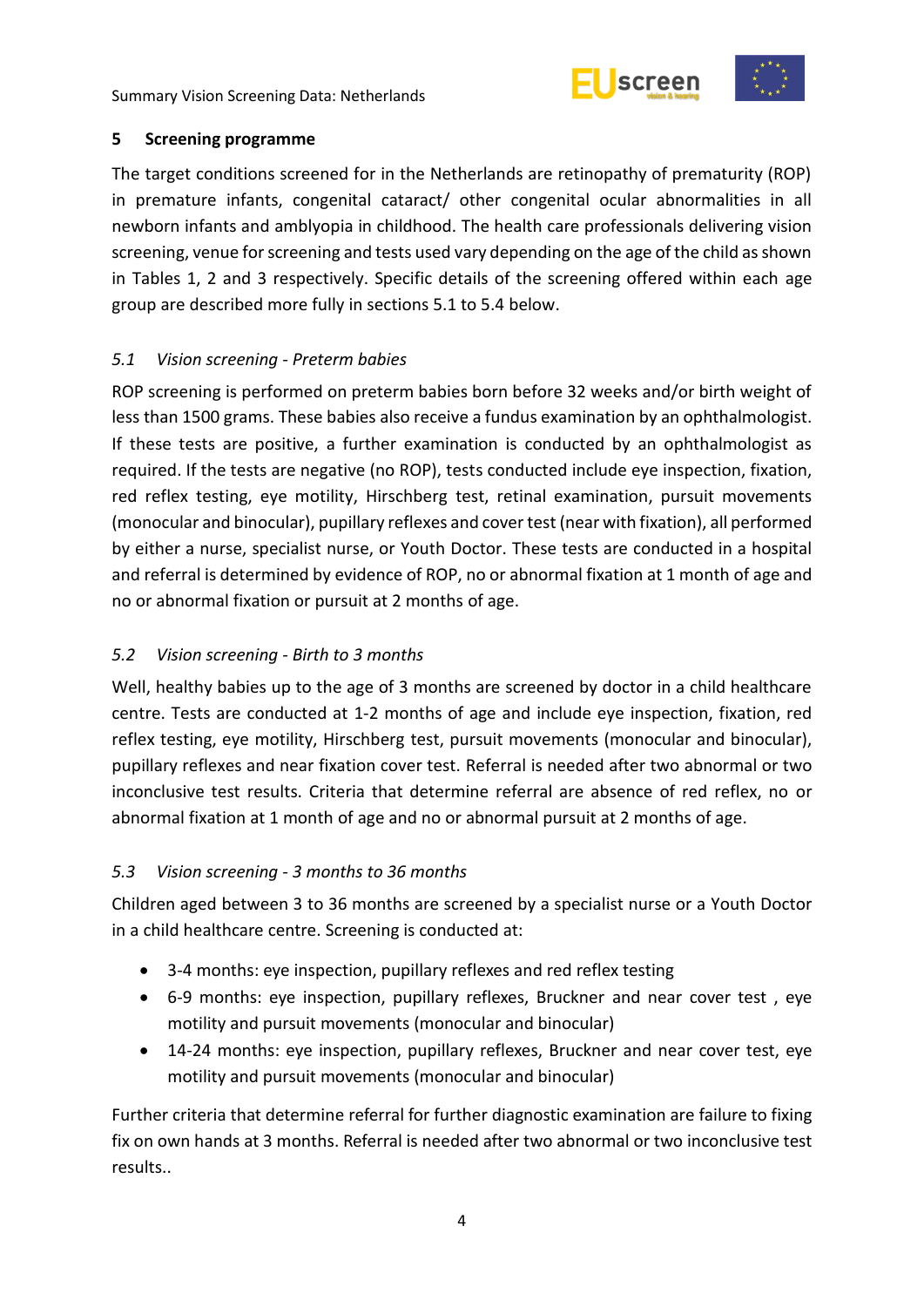## 5 Screening programme

The target conditions screened for in the Netherlands are retinopathy of prematurity (ROP) in premature infants, congenital cataract/ other congenital ocular abnormalities in all newborn infants and amblyopia in childhood. The health care professionals delivering vision screening, venue for screening and tests used vary depending on the age of the child as shown in Tables 1, 2 and 3 respectively. Specific details of the screening offered within each age group are described more fully in sections 5.1 to 5.4 below.

### *5.1 Vision screening - Preterm babies*

ROP screening is performed on preterm babies born before 32 weeks and/or birth weight of less than 1500 grams. These babies also receive a fundus examination by an ophthalmologist. If these tests are positive, a further examination is conducted by an ophthalmologist as required. If the tests are negative (no ROP), tests conducted include eye inspection, fixation, red reflex testing, eye motility, Hirschberg test, retinal examination, pursuit movements (monocular and binocular), pupillary reflexes and cover test (near with fixation), all performed by either a nurse, specialist nurse, or Youth Doctor. These tests are conducted in a hospital and referral is determined by evidence of ROP, no or abnormal fixation at 1 month of age and no or abnormal fixation or pursuit at 2 months of age.

### *5.2 Vision screening - Birth to 3 months*

Well, healthy babies up to the age of 3 months are screened by doctor in a child healthcare centre. Tests are conducted at 1-2 months of age and include eye inspection, fixation, red reflex testing, eye motility, Hirschberg test, pursuit movements (monocular and binocular), pupillary reflexes and near fixation cover test. Referral is needed after two abnormal or two inconclusive test results. Criteria that determine referral are absence of red reflex, no or abnormal fixation at 1 month of age and no or abnormal pursuit at 2 months of age.

### *5.3 Vision screening - 3 months to 36 months*

Children aged between 3 to 36 months are screened by a specialist nurse or a Youth Doctor in a child healthcare centre. Screening is conducted at:

- 3-4 months: eye inspection, pupillary reflexes and red reflex testing
- 6-9 months: eye inspection, pupillary reflexes, Bruckner and near cover test , eye motility and pursuit movements (monocular and binocular)
- 14-24 months: eye inspection, pupillary reflexes, Bruckner and near cover test, eye motility and pursuit movements (monocular and binocular)

Further criteria that determine referral for further diagnostic examination are failure to fixing fix on own hands at 3 months. Referral is needed after two abnormal or two inconclusive test results..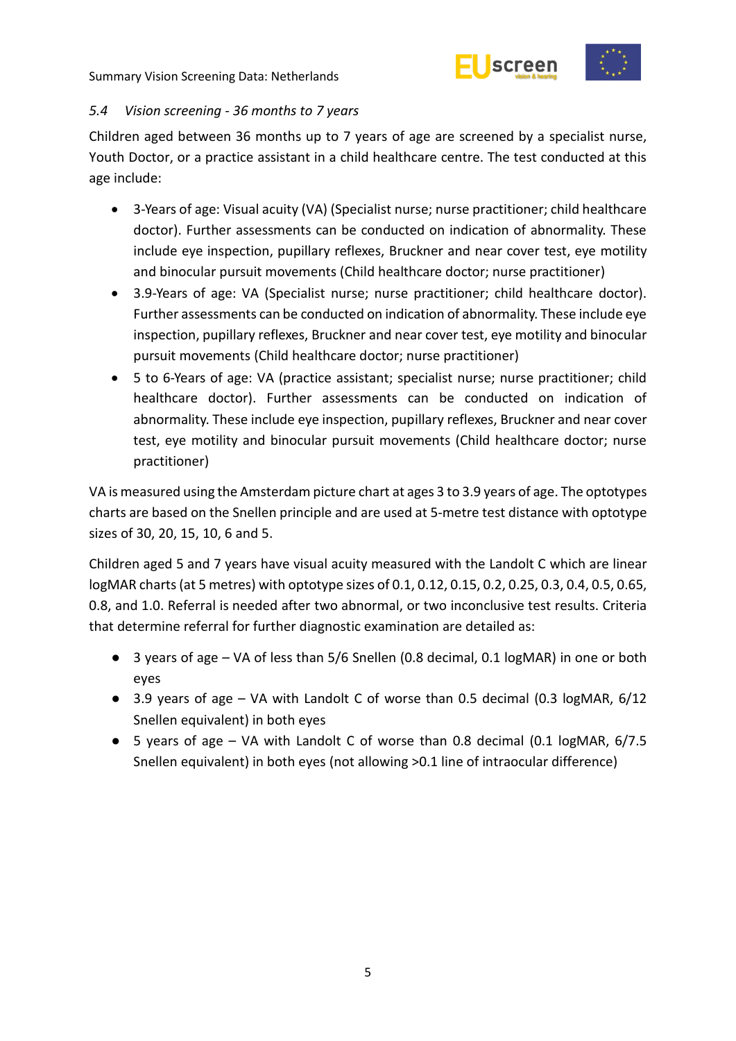### *5.4 Vision screening - 36 months to 7 years*

Children aged between 36 months up to 7 years of age are screened by a specialist nurse, Youth Doctor, or a practice assistant in a child healthcare centre. The test conducted at this age include:

- 3-Years of age: Visual acuity (VA) (Specialist nurse; nurse practitioner; child healthcare doctor). Further assessments can be conducted on indication of abnormality. These include eye inspection, pupillary reflexes, Bruckner and near cover test, eye motility and binocular pursuit movements (Child healthcare doctor; nurse practitioner)
- 3.9-Years of age: VA (Specialist nurse; nurse practitioner; child healthcare doctor). Further assessments can be conducted on indication of abnormality. These include eye inspection, pupillary reflexes, Bruckner and near cover test, eye motility and binocular pursuit movements (Child healthcare doctor; nurse practitioner)
- 5 to 6-Years of age: VA (practice assistant; specialist nurse; nurse practitioner; child healthcare doctor). Further assessments can be conducted on indication of abnormality. These include eye inspection, pupillary reflexes, Bruckner and near cover test, eye motility and binocular pursuit movements (Child healthcare doctor; nurse practitioner)

VA is measured using the Amsterdam picture chart at ages 3 to 3.9 years of age. The optotypes charts are based on the Snellen principle and are used at 5-metre test distance with optotype sizes of 30, 20, 15, 10, 6 and 5.

Children aged 5 and 7 years have visual acuity measured with the Landolt C which are linear logMAR charts (at 5 metres) with optotype sizes of 0.1, 0.12, 0.15, 0.2, 0.25, 0.3, 0.4, 0.5, 0.65, 0.8, and 1.0. Referral is needed after two abnormal, or two inconclusive test results. Criteria that determine referral for further diagnostic examination are detailed as:

- 3 years of age – VA of less than 5/6 Snellen (0.8 decimal, 0.1 logMAR) in one or both eyes
- 3.9 years of age – VA with Landolt C of worse than 0.5 decimal (0.3 logMAR, 6/12 Snellen equivalent) in both eyes
- 5 years of age – VA with Landolt C of worse than 0.8 decimal (0.1 logMAR, 6/7.5 Snellen equivalent) in both eyes (not allowing >0.1 line of intraocular difference)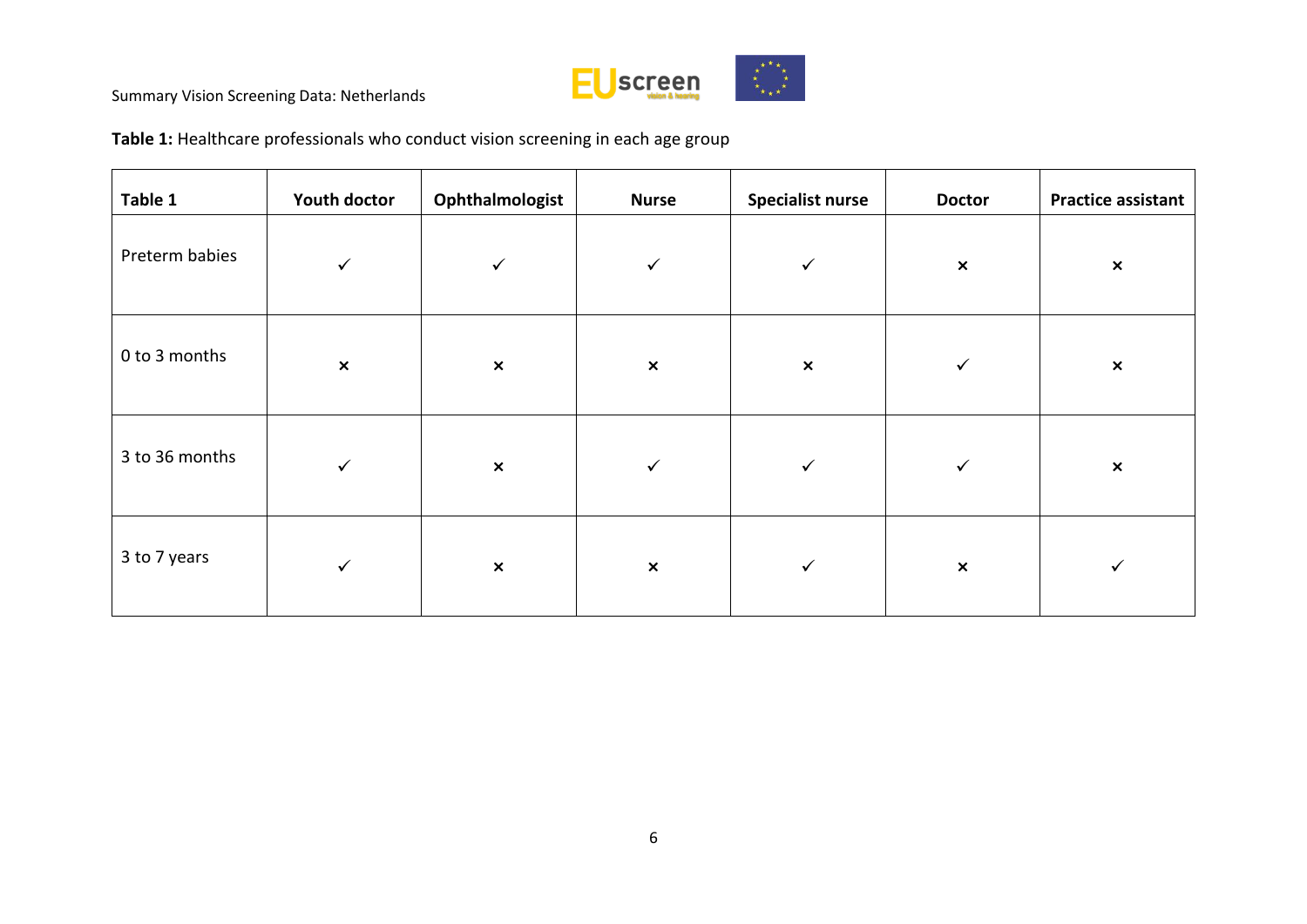**Table 1:** Healthcare professionals who conduct vision screening in each age group

| Table 1 | Youth doctor | Ophthalmologist | Nurse | Specialist nurse | Doctor | Practice assistant |
|---|---|---|---|---|---|---|
| Preterm babies | ✓ | ✓ | ✓ | ✓ | × | × |
| 0 to 3 months | × | × | × | × | ✓ | × |
| 3 to 36 months | ✓ | × | ✓ | ✓ | ✓ | × |
| 3 to 7 years | ✓ | × | × | ✓ | × | ✓ |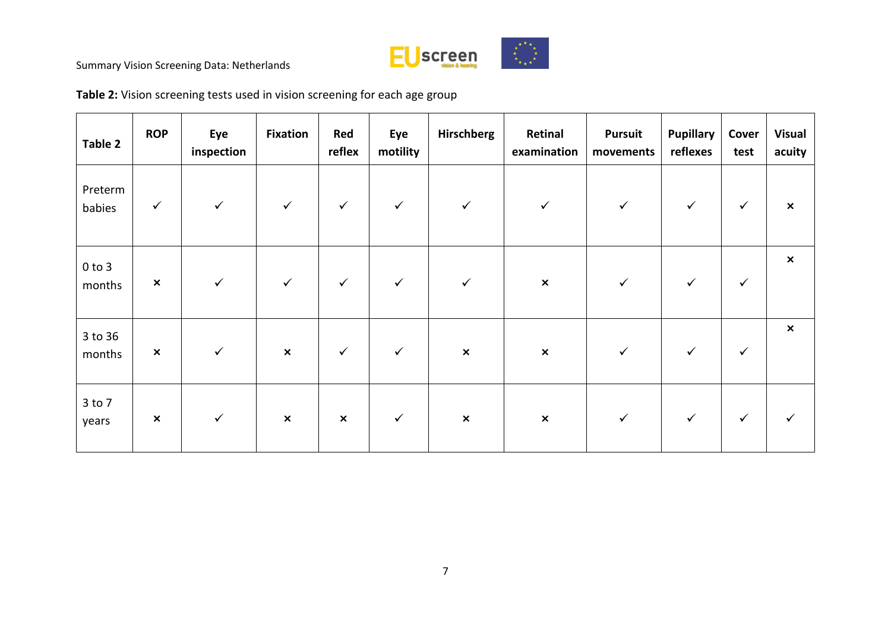**Table 2:** Vision screening tests used in vision screening for each age group

| Table 2 | ROP | Eye inspection | Fixation | Red reflex | Eye motility | Hirschberg | Retinal examination | Pursuit movements | Pupillary reflexes | Cover test | Visual acuity |
|---|---|---|---|---|---|---|---|---|---|---|---|
| Preterm babies | ✓ | ✓ | ✓ | ✓ | ✓ | ✓ | ✓ | ✓ | ✓ | ✓ | × |
| 0 to 3 months | × | ✓ | ✓ | ✓ | ✓ | ✓ | × | ✓ | ✓ | ✓ | × |
| 3 to 36 months | × | ✓ | × | ✓ | ✓ | × | × | ✓ | ✓ | ✓ | × |
| 3 to 7 years | × | ✓ | × | × | ✓ | × | × | ✓ | ✓ | ✓ | ✓ |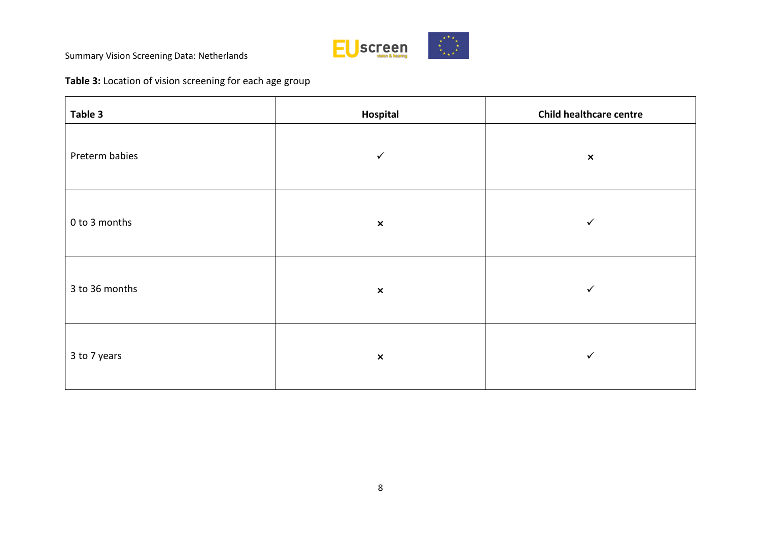**Table 3:** Location of vision screening for each age group

| Table 3 | Hospital | Child healthcare centre |
| --- | --- | --- |
| Preterm babies | ✓ | × |
| 0 to 3 months | × | ✓ |
| 3 to 36 months | × | ✓ |
| 3 to 7 years | × | ✓ |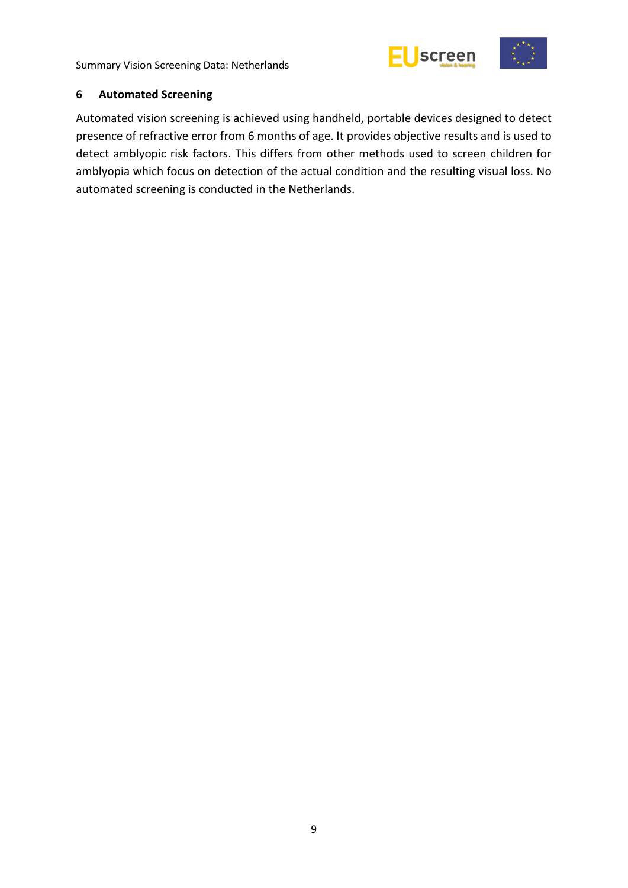## 6 Automated Screening

Automated vision screening is achieved using handheld, portable devices designed to detect presence of refractive error from 6 months of age. It provides objective results and is used to detect amblyopic risk factors. This differs from other methods used to screen children for amblyopia which focus on detection of the actual condition and the resulting visual loss. No automated screening is conducted in the Netherlands.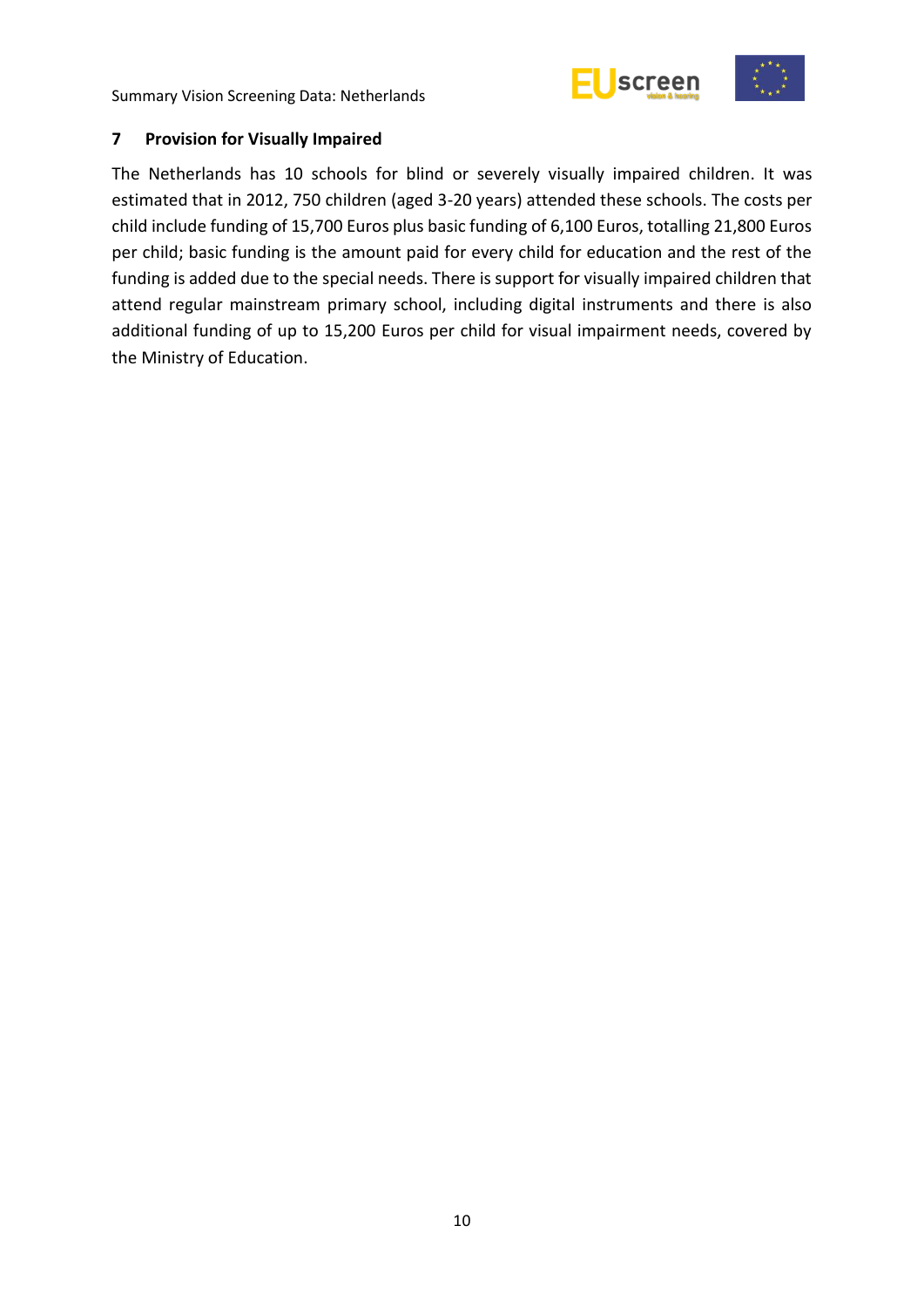## 7 Provision for Visually Impaired

The Netherlands has 10 schools for blind or severely visually impaired children. It was estimated that in 2012, 750 children (aged 3-20 years) attended these schools. The costs per child include funding of 15,700 Euros plus basic funding of 6,100 Euros, totalling 21,800 Euros per child; basic funding is the amount paid for every child for education and the rest of the funding is added due to the special needs. There is support for visually impaired children that attend regular mainstream primary school, including digital instruments and there is also additional funding of up to 15,200 Euros per child for visual impairment needs, covered by the Ministry of Education.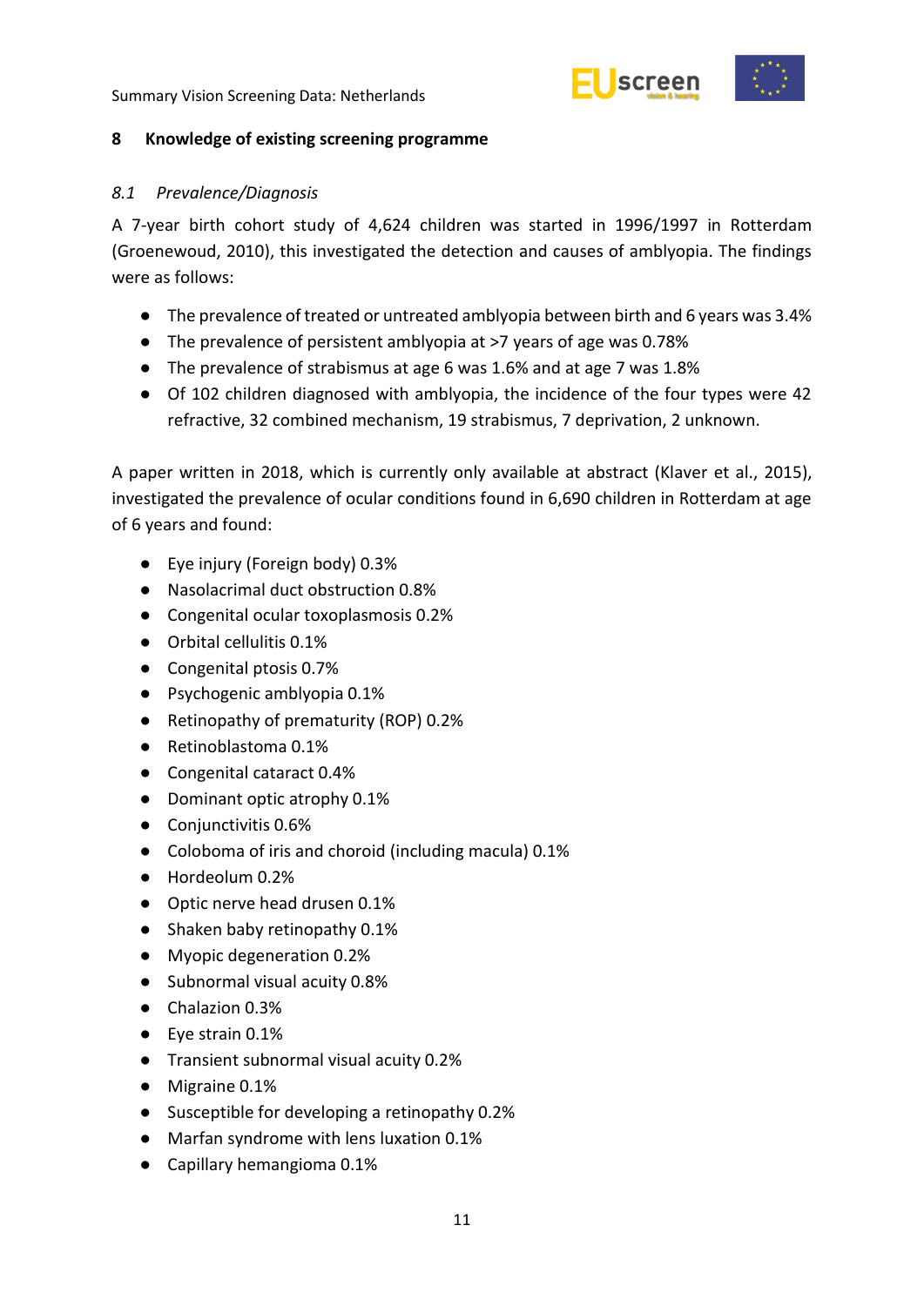## 8 Knowledge of existing screening programme

### *8.1 Prevalence/Diagnosis*

A 7-year birth cohort study of 4,624 children was started in 1996/1997 in Rotterdam (Groenewoud, 2010), this investigated the detection and causes of amblyopia. The findings were as follows:

- The prevalence of treated or untreated amblyopia between birth and 6 years was 3.4%
- The prevalence of persistent amblyopia at >7 years of age was 0.78%
- The prevalence of strabismus at age 6 was 1.6% and at age 7 was 1.8%
- Of 102 children diagnosed with amblyopia, the incidence of the four types were 42 refractive, 32 combined mechanism, 19 strabismus, 7 deprivation, 2 unknown.

A paper written in 2018, which is currently only available at abstract (Klaver et al., 2015), investigated the prevalence of ocular conditions found in 6,690 children in Rotterdam at age of 6 years and found:

- Eye injury (Foreign body) 0.3%
- Nasolacrimal duct obstruction 0.8%
- Congenital ocular toxoplasmosis 0.2%
- Orbital cellulitis 0.1%
- Congenital ptosis 0.7%
- Psychogenic amblyopia 0.1%
- Retinopathy of prematurity (ROP) 0.2%
- Retinoblastoma 0.1%
- Congenital cataract 0.4%
- Dominant optic atrophy 0.1%
- Conjunctivitis 0.6%
- Coloboma of iris and choroid (including macula) 0.1%
- Hordeolum 0.2%
- Optic nerve head drusen 0.1%
- Shaken baby retinopathy 0.1%
- Myopic degeneration 0.2%
- Subnormal visual acuity 0.8%
- Chalazion 0.3%
- Eye strain 0.1%
- Transient subnormal visual acuity 0.2%
- Migraine 0.1%
- Susceptible for developing a retinopathy 0.2%
- Marfan syndrome with lens luxation 0.1%
- Capillary hemangioma 0.1%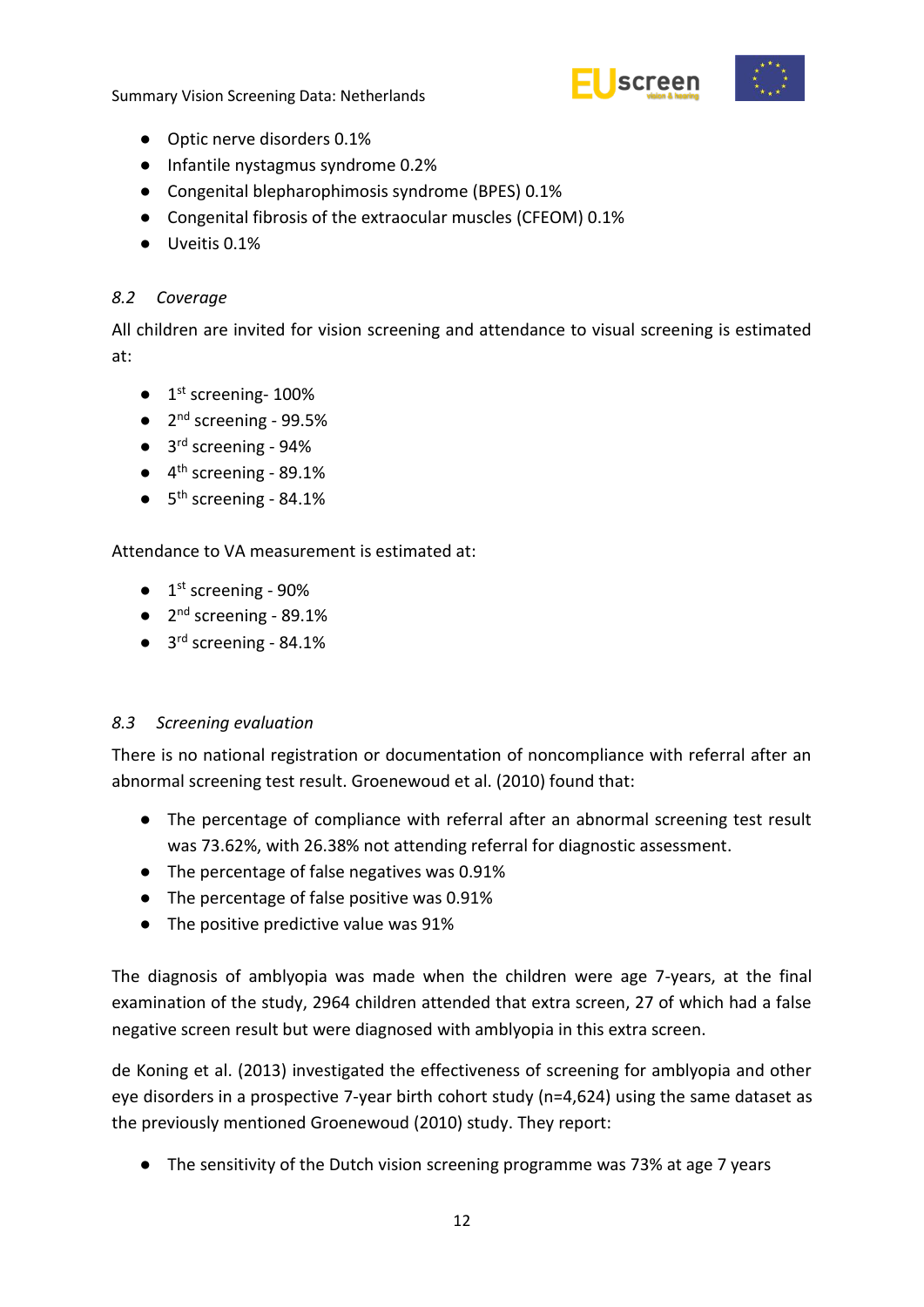- Optic nerve disorders 0.1%
- Infantile nystagmus syndrome 0.2%
- Congenital blepharophimosis syndrome (BPES) 0.1%
- Congenital fibrosis of the extraocular muscles (CFEOM) 0.1%
- Uveitis 0.1%

### 8.2 *Coverage*

All children are invited for vision screening and attendance to visual screening is estimated at:

- 1st screening- 100%
- 2nd screening - 99.5%
- 3rd screening - 94%
- 4th screening - 89.1%
- 5th screening - 84.1%

Attendance to VA measurement is estimated at:

- 1st screening - 90%
- 2nd screening - 89.1%
- 3rd screening - 84.1%

### 8.3 *Screening evaluation*

There is no national registration or documentation of noncompliance with referral after an abnormal screening test result. Groenewoud et al. (2010) found that:

- The percentage of compliance with referral after an abnormal screening test result was 73.62%, with 26.38% not attending referral for diagnostic assessment.
- The percentage of false negatives was 0.91%
- The percentage of false positive was 0.91%
- The positive predictive value was 91%

The diagnosis of amblyopia was made when the children were age 7-years, at the final examination of the study, 2964 children attended that extra screen, 27 of which had a false negative screen result but were diagnosed with amblyopia in this extra screen.

de Koning et al. (2013) investigated the effectiveness of screening for amblyopia and other eye disorders in a prospective 7-year birth cohort study (n=4,624) using the same dataset as the previously mentioned Groenewoud (2010) study. They report:

- The sensitivity of the Dutch vision screening programme was 73% at age 7 years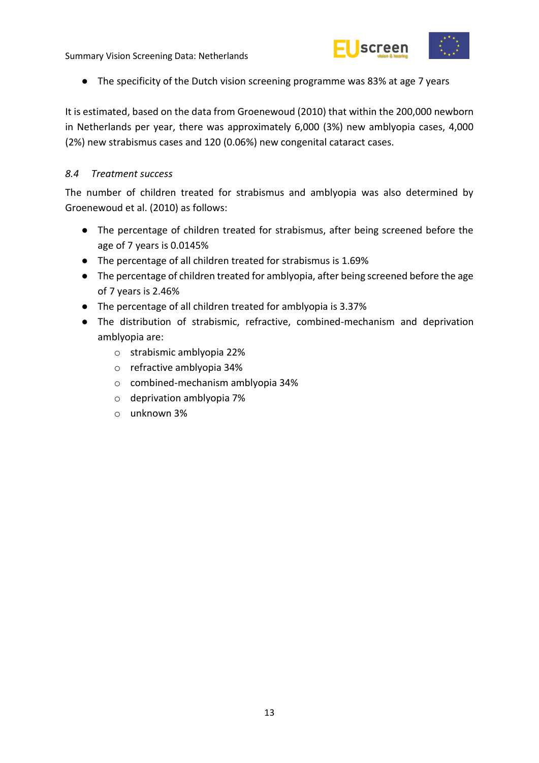- The specificity of the Dutch vision screening programme was 83% at age 7 years

It is estimated, based on the data from Groenewoud (2010) that within the 200,000 newborn in Netherlands per year, there was approximately 6,000 (3%) new amblyopia cases, 4,000 (2%) new strabismus cases and 120 (0.06%) new congenital cataract cases.

### *8.4 Treatment success*

The number of children treated for strabismus and amblyopia was also determined by Groenewoud et al. (2010) as follows:

- The percentage of children treated for strabismus, after being screened before the age of 7 years is 0.0145%
- The percentage of all children treated for strabismus is 1.69%
- The percentage of children treated for amblyopia, after being screened before the age of 7 years is 2.46%
- The percentage of all children treated for amblyopia is 3.37%
- The distribution of strabismic, refractive, combined-mechanism and deprivation amblyopia are:
    - strabismic amblyopia 22%
    - refractive amblyopia 34%
    - combined-mechanism amblyopia 34%
    - deprivation amblyopia 7%
    - unknown 3%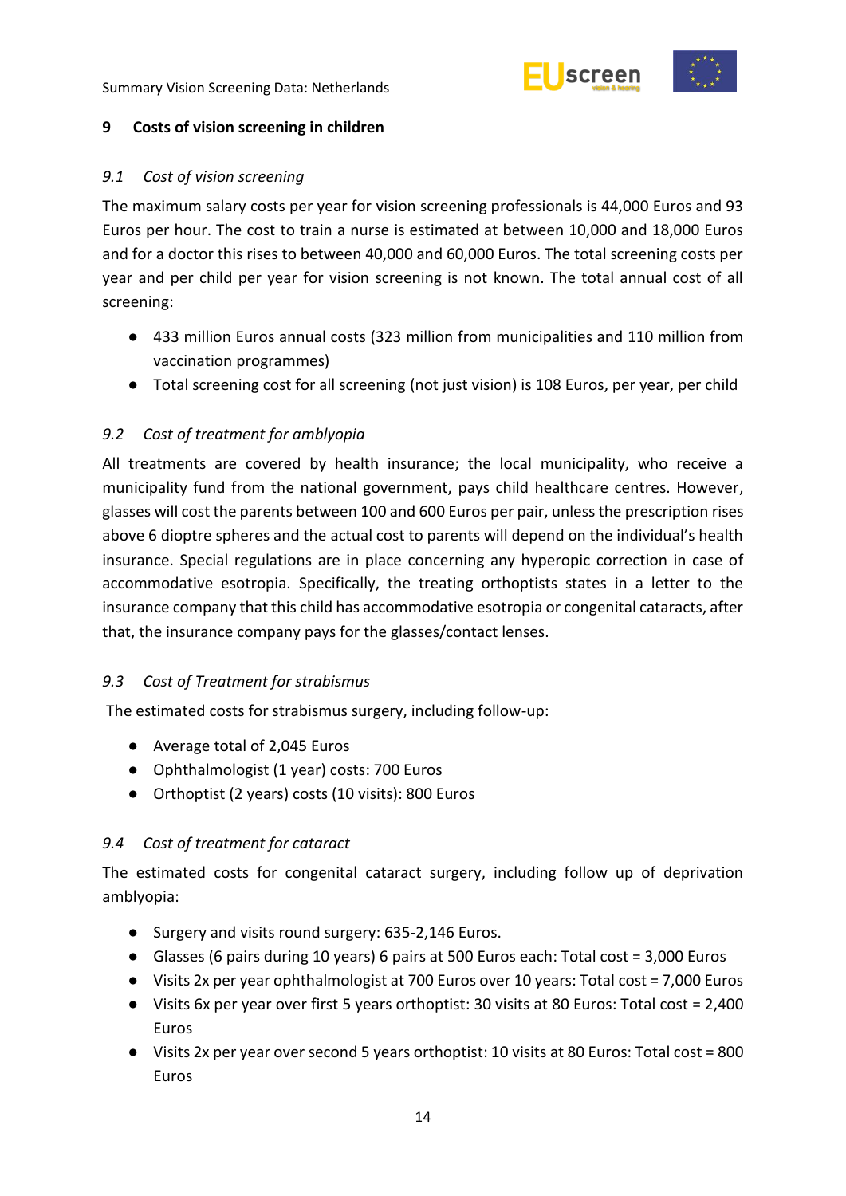## 9 Costs of vision screening in children

### *9.1 Cost of vision screening*

The maximum salary costs per year for vision screening professionals is 44,000 Euros and 93 Euros per hour. The cost to train a nurse is estimated at between 10,000 and 18,000 Euros and for a doctor this rises to between 40,000 and 60,000 Euros. The total screening costs per year and per child per year for vision screening is not known. The total annual cost of all screening:

- 433 million Euros annual costs (323 million from municipalities and 110 million from vaccination programmes)
- Total screening cost for all screening (not just vision) is 108 Euros, per year, per child

### *9.2 Cost of treatment for amblyopia*

All treatments are covered by health insurance; the local municipality, who receive a municipality fund from the national government, pays child healthcare centres. However, glasses will cost the parents between 100 and 600 Euros per pair, unless the prescription rises above 6 dioptre spheres and the actual cost to parents will depend on the individual's health insurance. Special regulations are in place concerning any hyperopic correction in case of accommodative esotropia. Specifically, the treating orthoptists states in a letter to the insurance company that this child has accommodative esotropia or congenital cataracts, after that, the insurance company pays for the glasses/contact lenses.

### *9.3 Cost of Treatment for strabismus*

The estimated costs for strabismus surgery, including follow-up:

- Average total of 2,045 Euros
- Ophthalmologist (1 year) costs: 700 Euros
- Orthoptist (2 years) costs (10 visits): 800 Euros

### *9.4 Cost of treatment for cataract*

The estimated costs for congenital cataract surgery, including follow up of deprivation amblyopia:

- Surgery and visits round surgery: 635-2,146 Euros.
- Glasses (6 pairs during 10 years) 6 pairs at 500 Euros each: Total cost = 3,000 Euros
- Visits 2x per year ophthalmologist at 700 Euros over 10 years: Total cost = 7,000 Euros
- Visits 6x per year over first 5 years orthoptist: 30 visits at 80 Euros: Total cost = 2,400 Euros
- Visits 2x per year over second 5 years orthoptist: 10 visits at 80 Euros: Total cost = 800 Euros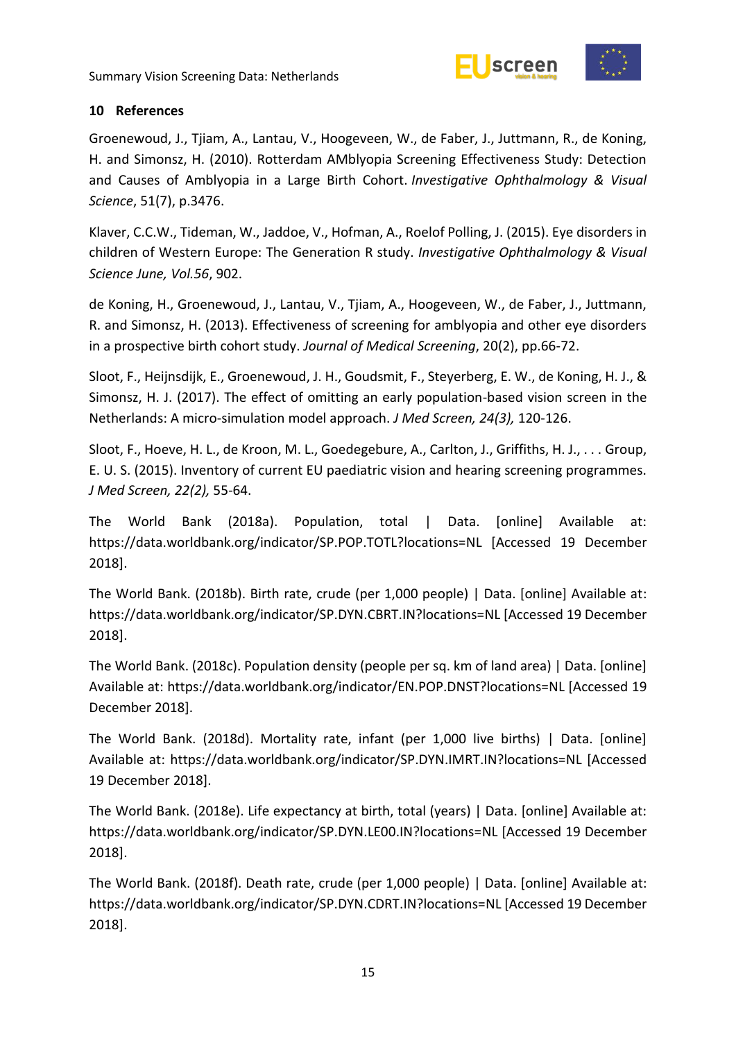## 10 References

Groenewoud, J., Tjiam, A., Lantau, V., Hoogeveen, W., de Faber, J., Juttmann, R., de Koning, H. and Simonsz, H. (2010). Rotterdam AMblyopia Screening Effectiveness Study: Detection and Causes of Amblyopia in a Large Birth Cohort. *Investigative Ophthalmology & Visual Science*, 51(7), p.3476.

Klaver, C.C.W., Tideman, W., Jaddoe, V., Hofman, A., Roelof Polling, J. (2015). Eye disorders in children of Western Europe: The Generation R study. *Investigative Ophthalmology & Visual Science June, Vol.56*, 902.

de Koning, H., Groenewoud, J., Lantau, V., Tjiam, A., Hoogeveen, W., de Faber, J., Juttmann, R. and Simonsz, H. (2013). Effectiveness of screening for amblyopia and other eye disorders in a prospective birth cohort study. *Journal of Medical Screening*, 20(2), pp.66-72.

Sloot, F., Heijnsdijk, E., Groenewoud, J. H., Goudsmit, F., Steyerberg, E. W., de Koning, H. J., & Simonsz, H. J. (2017). The effect of omitting an early population-based vision screen in the Netherlands: A micro-simulation model approach. *J Med Screen, 24(3),* 120-126.

Sloot, F., Hoeve, H. L., de Kroon, M. L., Goedegebure, A., Carlton, J., Griffiths, H. J., . . . Group, E. U. S. (2015). Inventory of current EU paediatric vision and hearing screening programmes. *J Med Screen, 22(2),* 55-64.

The World Bank (2018a). Population, total | Data. [online] Available at: https://data.worldbank.org/indicator/SP.POP.TOTL?locations=NL [Accessed 19 December 2018].

The World Bank. (2018b). Birth rate, crude (per 1,000 people) | Data. [online] Available at: https://data.worldbank.org/indicator/SP.DYN.CBRT.IN?locations=NL [Accessed 19 December 2018].

The World Bank. (2018c). Population density (people per sq. km of land area) | Data. [online] Available at: https://data.worldbank.org/indicator/EN.POP.DNST?locations=NL [Accessed 19 December 2018].

The World Bank. (2018d). Mortality rate, infant (per 1,000 live births) | Data. [online] Available at: https://data.worldbank.org/indicator/SP.DYN.IMRT.IN?locations=NL [Accessed 19 December 2018].

The World Bank. (2018e). Life expectancy at birth, total (years) | Data. [online] Available at: https://data.worldbank.org/indicator/SP.DYN.LE00.IN?locations=NL [Accessed 19 December 2018].

The World Bank. (2018f). Death rate, crude (per 1,000 people) | Data. [online] Available at: https://data.worldbank.org/indicator/SP.DYN.CDRT.IN?locations=NL [Accessed 19 December 2018].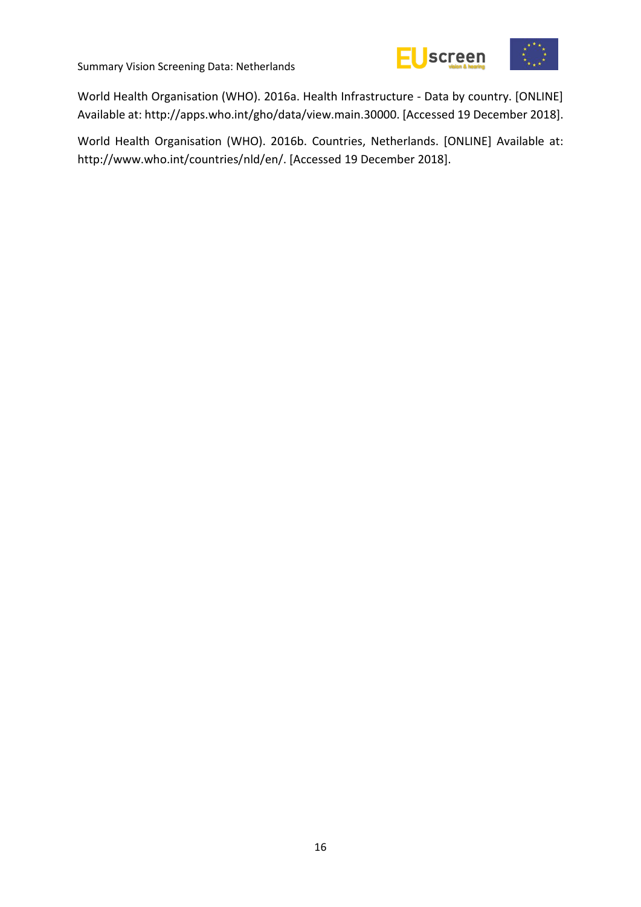World Health Organisation (WHO). 2016a. Health Infrastructure - Data by country. [ONLINE] Available at: http://apps.who.int/gho/data/view.main.30000. [Accessed 19 December 2018].

World Health Organisation (WHO). 2016b. Countries, Netherlands. [ONLINE] Available at: http://www.who.int/countries/nld/en/. [Accessed 19 December 2018].